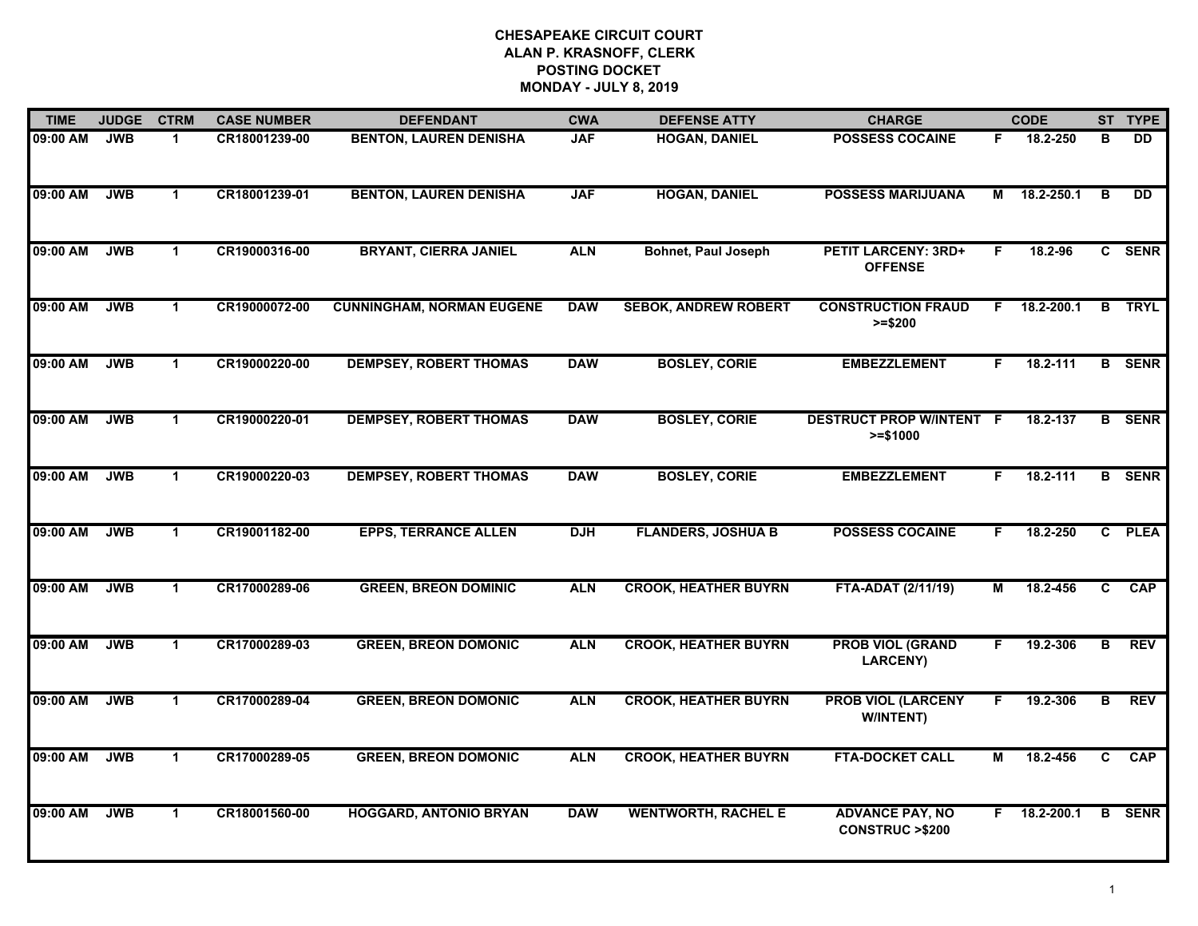# CHESAPEAKE CIRCUIT COURT
## ALAN P. KRASNOFF, CLERK
## POSTING DOCKET
## MONDAY - JULY 8, 2019

| TIME | JUDGE | CTRM | CASE NUMBER | DEFENDANT | CWA | DEFENSE ATTY | CHARGE | | CODE | ST | TYPE |
|---|---|---|---|---|---|---|---|---|---|---|---|
| 09:00 AM | JWB | 1 | CR18001239-00 | BENTON, LAUREN DENISHA | JAF | HOGAN, DANIEL | POSSESS COCAINE | F | 18.2-250 | B | DD |
| 09:00 AM | JWB | 1 | CR18001239-01 | BENTON, LAUREN DENISHA | JAF | HOGAN, DANIEL | POSSESS MARIJUANA | M | 18.2-250.1 | B | DD |
| 09:00 AM | JWB | 1 | CR19000316-00 | BRYANT, CIERRA JANIEL | ALN | Bohnet, Paul Joseph | PETIT LARCENY: 3RD+ OFFENSE | F | 18.2-96 | C | SENR |
| 09:00 AM | JWB | 1 | CR19000072-00 | CUNNINGHAM, NORMAN EUGENE | DAW | SEBOK, ANDREW ROBERT | CONSTRUCTION FRAUD >=$200 | F | 18.2-200.1 | B | TRYL |
| 09:00 AM | JWB | 1 | CR19000220-00 | DEMPSEY, ROBERT THOMAS | DAW | BOSLEY, CORIE | EMBEZZLEMENT | F | 18.2-111 | B | SENR |
| 09:00 AM | JWB | 1 | CR19000220-01 | DEMPSEY, ROBERT THOMAS | DAW | BOSLEY, CORIE | DESTRUCT PROP W/INTENT >=$1000 | F | 18.2-137 | B | SENR |
| 09:00 AM | JWB | 1 | CR19000220-03 | DEMPSEY, ROBERT THOMAS | DAW | BOSLEY, CORIE | EMBEZZLEMENT | F | 18.2-111 | B | SENR |
| 09:00 AM | JWB | 1 | CR19001182-00 | EPPS, TERRANCE ALLEN | DJH | FLANDERS, JOSHUA B | POSSESS COCAINE | F | 18.2-250 | C | PLEA |
| 09:00 AM | JWB | 1 | CR17000289-06 | GREEN, BREON DOMINIC | ALN | CROOK, HEATHER BUYRN | FTA-ADAT (2/11/19) | M | 18.2-456 | C | CAP |
| 09:00 AM | JWB | 1 | CR17000289-03 | GREEN, BREON DOMONIC | ALN | CROOK, HEATHER BUYRN | PROB VIOL (GRAND LARCENY) | F | 19.2-306 | B | REV |
| 09:00 AM | JWB | 1 | CR17000289-04 | GREEN, BREON DOMONIC | ALN | CROOK, HEATHER BUYRN | PROB VIOL (LARCENY W/INTENT) | F | 19.2-306 | B | REV |
| 09:00 AM | JWB | 1 | CR17000289-05 | GREEN, BREON DOMONIC | ALN | CROOK, HEATHER BUYRN | FTA-DOCKET CALL | M | 18.2-456 | C | CAP |
| 09:00 AM | JWB | 1 | CR18001560-00 | HOGGARD, ANTONIO BRYAN | DAW | WENTWORTH, RACHEL E | ADVANCE PAY, NO CONSTRUC >$200 | F | 18.2-200.1 | B | SENR |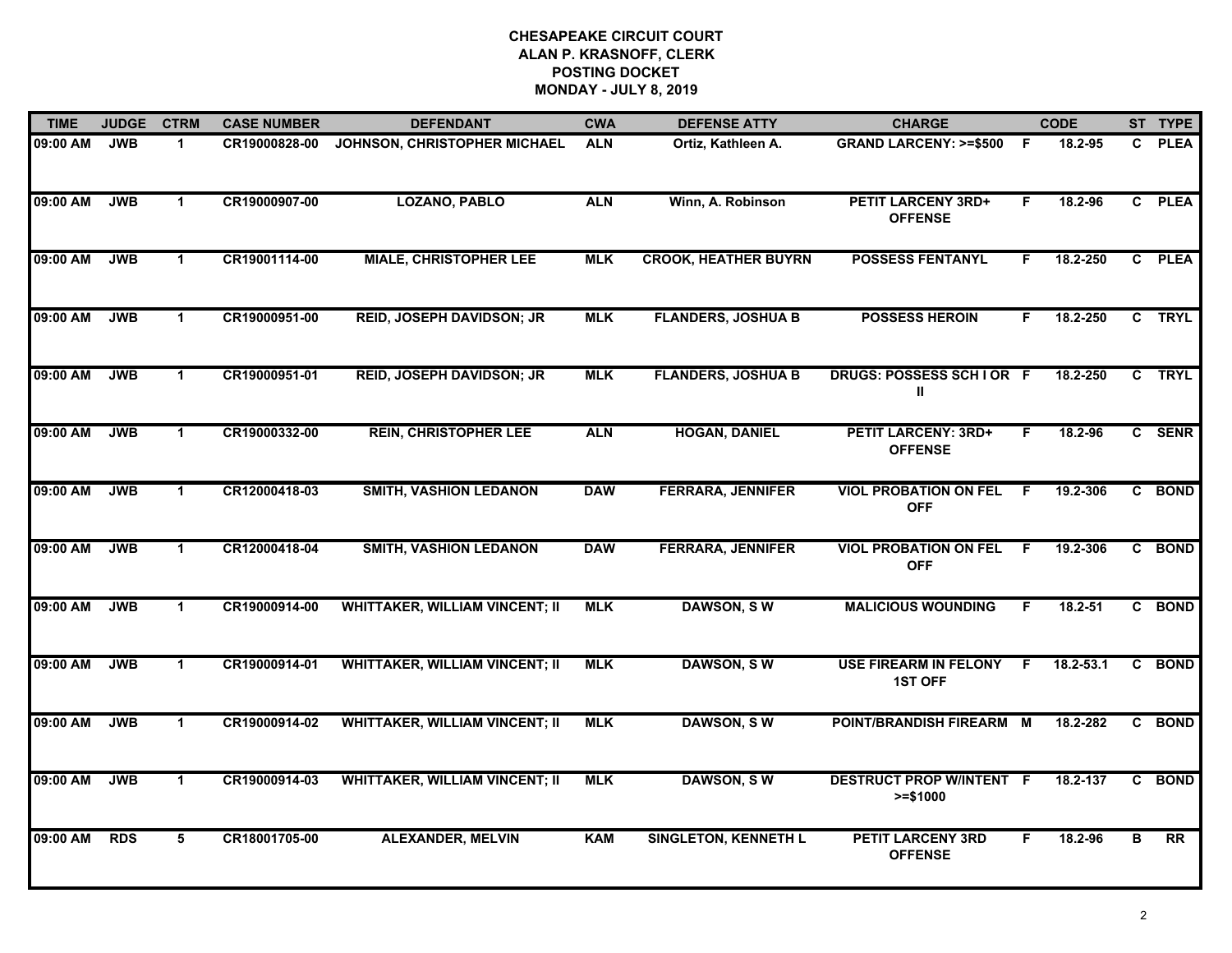# CHESAPEAKE CIRCUIT COURT
## ALAN P. KRASNOFF, CLERK
## POSTING DOCKET
## MONDAY - JULY 8, 2019

| TIME | JUDGE | CTRM | CASE NUMBER | DEFENDANT | CWA | DEFENSE ATTY | CHARGE | | CODE | ST | TYPE |
|---|---|---|---|---|---|---|---|---|---|---|---|
| 09:00 AM | JWB | 1 | CR19000828-00 | JOHNSON, CHRISTOPHER MICHAEL | ALN | Ortiz, Kathleen A. | GRAND LARCENY: >=$500 | F | 18.2-95 | C | PLEA |
| 09:00 AM | JWB | 1 | CR19000907-00 | LOZANO, PABLO | ALN | Winn, A. Robinson | PETIT LARCENY 3RD+ OFFENSE | F | 18.2-96 | C | PLEA |
| 09:00 AM | JWB | 1 | CR19001114-00 | MIALE, CHRISTOPHER LEE | MLK | CROOK, HEATHER BUYRN | POSSESS FENTANYL | F | 18.2-250 | C | PLEA |
| 09:00 AM | JWB | 1 | CR19000951-00 | REID, JOSEPH DAVIDSON; JR | MLK | FLANDERS, JOSHUA B | POSSESS HEROIN | F | 18.2-250 | C | TRYL |
| 09:00 AM | JWB | 1 | CR19000951-01 | REID, JOSEPH DAVIDSON; JR | MLK | FLANDERS, JOSHUA B | DRUGS: POSSESS SCH I OR II | F | 18.2-250 | C | TRYL |
| 09:00 AM | JWB | 1 | CR19000332-00 | REIN, CHRISTOPHER LEE | ALN | HOGAN, DANIEL | PETIT LARCENY: 3RD+ OFFENSE | F | 18.2-96 | C | SENR |
| 09:00 AM | JWB | 1 | CR12000418-03 | SMITH, VASHION LEDANON | DAW | FERRARA, JENNIFER | VIOL PROBATION ON FEL OFF | F | 19.2-306 | C | BOND |
| 09:00 AM | JWB | 1 | CR12000418-04 | SMITH, VASHION LEDANON | DAW | FERRARA, JENNIFER | VIOL PROBATION ON FEL OFF | F | 19.2-306 | C | BOND |
| 09:00 AM | JWB | 1 | CR19000914-00 | WHITTAKER, WILLIAM VINCENT; II | MLK | DAWSON, S W | MALICIOUS WOUNDING | F | 18.2-51 | C | BOND |
| 09:00 AM | JWB | 1 | CR19000914-01 | WHITTAKER, WILLIAM VINCENT; II | MLK | DAWSON, S W | USE FIREARM IN FELONY 1ST OFF | F | 18.2-53.1 | C | BOND |
| 09:00 AM | JWB | 1 | CR19000914-02 | WHITTAKER, WILLIAM VINCENT; II | MLK | DAWSON, S W | POINT/BRANDISH FIREARM | M | 18.2-282 | C | BOND |
| 09:00 AM | JWB | 1 | CR19000914-03 | WHITTAKER, WILLIAM VINCENT; II | MLK | DAWSON, S W | DESTRUCT PROP W/INTENT >=$1000 | F | 18.2-137 | C | BOND |
| 09:00 AM | RDS | 5 | CR18001705-00 | ALEXANDER, MELVIN | KAM | SINGLETON, KENNETH L | PETIT LARCENY 3RD OFFENSE | F | 18.2-96 | B | RR |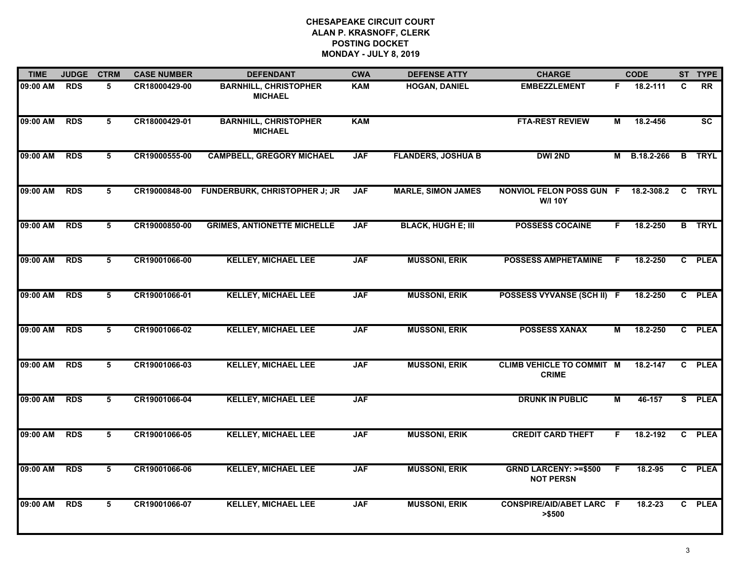# CHESAPEAKE CIRCUIT COURT
## ALAN P. KRASNOFF, CLERK
## POSTING DOCKET
## MONDAY - JULY 8, 2019

| TIME | JUDGE | CTRM | CASE NUMBER | DEFENDANT | CWA | DEFENSE ATTY | CHARGE | | CODE | ST | TYPE |
|---|---|---|---|---|---|---|---|---|---|---|---|
| 09:00 AM | RDS | 5 | CR18000429-00 | BARNHILL, CHRISTOPHER MICHAEL | KAM | HOGAN, DANIEL | EMBEZZLEMENT | F | 18.2-111 | C | RR |
| 09:00 AM | RDS | 5 | CR18000429-01 | BARNHILL, CHRISTOPHER MICHAEL | KAM | | FTA-REST REVIEW | M | 18.2-456 | | SC |
| 09:00 AM | RDS | 5 | CR19000555-00 | CAMPBELL, GREGORY MICHAEL | JAF | FLANDERS, JOSHUA B | DWI 2ND | M | B.18.2-266 | B | TRYL |
| 09:00 AM | RDS | 5 | CR19000848-00 | FUNDERBURK, CHRISTOPHER J; JR | JAF | MARLE, SIMON JAMES | NONVIOL FELON POSS GUN W/I 10Y | F | 18.2-308.2 | C | TRYL |
| 09:00 AM | RDS | 5 | CR19000850-00 | GRIMES, ANTIONETTE MICHELLE | JAF | BLACK, HUGH E; III | POSSESS COCAINE | F | 18.2-250 | B | TRYL |
| 09:00 AM | RDS | 5 | CR19001066-00 | KELLEY, MICHAEL LEE | JAF | MUSSONI, ERIK | POSSESS AMPHETAMINE | F | 18.2-250 | C | PLEA |
| 09:00 AM | RDS | 5 | CR19001066-01 | KELLEY, MICHAEL LEE | JAF | MUSSONI, ERIK | POSSESS VYVANSE (SCH II) | F | 18.2-250 | C | PLEA |
| 09:00 AM | RDS | 5 | CR19001066-02 | KELLEY, MICHAEL LEE | JAF | MUSSONI, ERIK | POSSESS XANAX | M | 18.2-250 | C | PLEA |
| 09:00 AM | RDS | 5 | CR19001066-03 | KELLEY, MICHAEL LEE | JAF | MUSSONI, ERIK | CLIMB VEHICLE TO COMMIT CRIME | M | 18.2-147 | C | PLEA |
| 09:00 AM | RDS | 5 | CR19001066-04 | KELLEY, MICHAEL LEE | JAF | | DRUNK IN PUBLIC | M | 46-157 | S | PLEA |
| 09:00 AM | RDS | 5 | CR19001066-05 | KELLEY, MICHAEL LEE | JAF | MUSSONI, ERIK | CREDIT CARD THEFT | F | 18.2-192 | C | PLEA |
| 09:00 AM | RDS | 5 | CR19001066-06 | KELLEY, MICHAEL LEE | JAF | MUSSONI, ERIK | GRND LARCENY: >=$500 NOT PERSN | F | 18.2-95 | C | PLEA |
| 09:00 AM | RDS | 5 | CR19001066-07 | KELLEY, MICHAEL LEE | JAF | MUSSONI, ERIK | CONSPIRE/AID/ABET LARC >$500 | F | 18.2-23 | C | PLEA |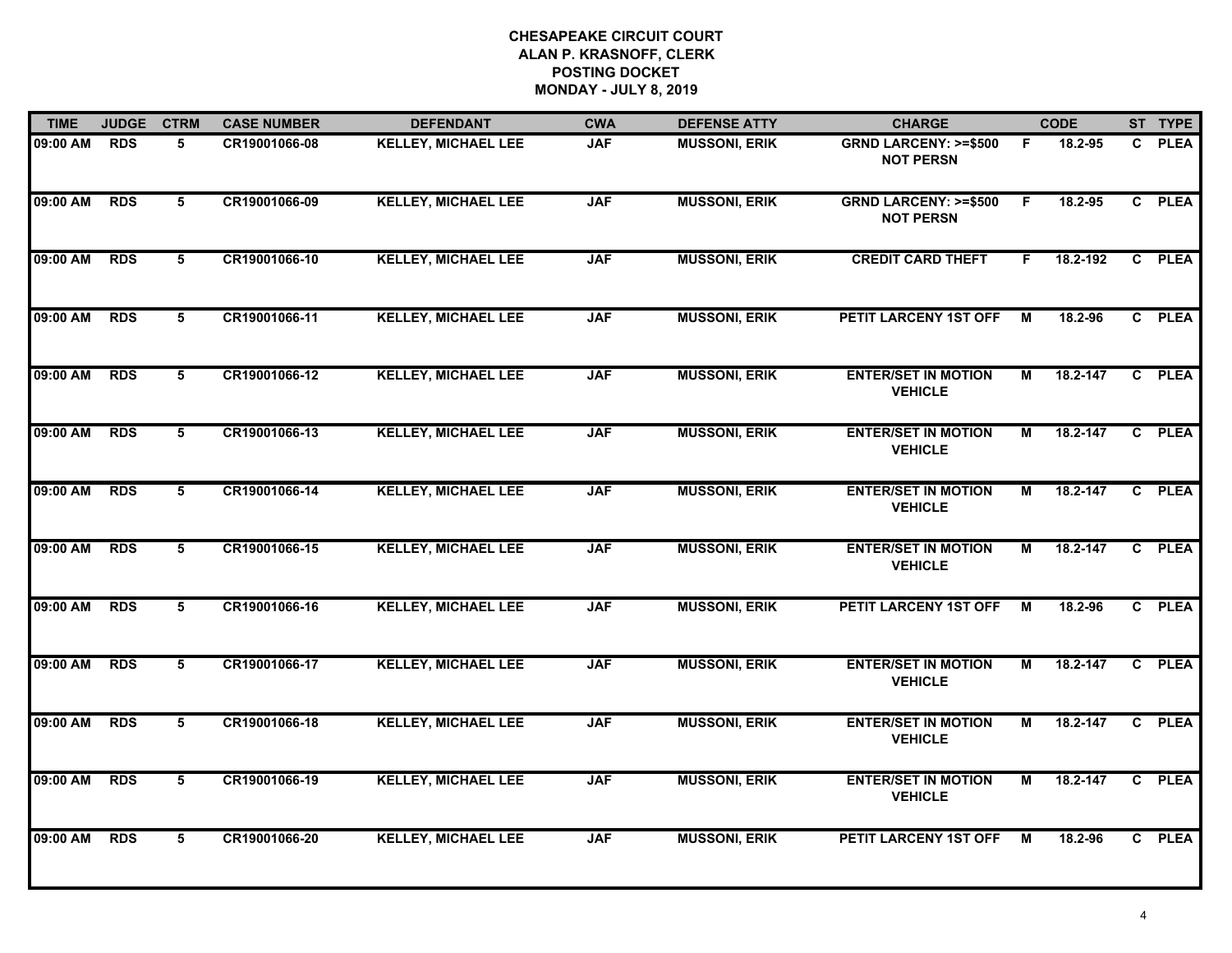**CHESAPEAKE CIRCUIT COURT**
**ALAN P. KRASNOFF, CLERK**
**POSTING DOCKET**
**MONDAY - JULY 8, 2019**

| TIME | JUDGE | CTRM | CASE NUMBER | DEFENDANT | CWA | DEFENSE ATTY | CHARGE | | CODE | ST | TYPE |
|---|---|---|---|---|---|---|---|---|---|---|---|
| 09:00 AM | RDS | 5 | CR19001066-08 | KELLEY, MICHAEL LEE | JAF | MUSSONI, ERIK | GRND LARCENY: >=$500 NOT PERSN | F | 18.2-95 | C | PLEA |
| 09:00 AM | RDS | 5 | CR19001066-09 | KELLEY, MICHAEL LEE | JAF | MUSSONI, ERIK | GRND LARCENY: >=$500 NOT PERSN | F | 18.2-95 | C | PLEA |
| 09:00 AM | RDS | 5 | CR19001066-10 | KELLEY, MICHAEL LEE | JAF | MUSSONI, ERIK | CREDIT CARD THEFT | F | 18.2-192 | C | PLEA |
| 09:00 AM | RDS | 5 | CR19001066-11 | KELLEY, MICHAEL LEE | JAF | MUSSONI, ERIK | PETIT LARCENY 1ST OFF | M | 18.2-96 | C | PLEA |
| 09:00 AM | RDS | 5 | CR19001066-12 | KELLEY, MICHAEL LEE | JAF | MUSSONI, ERIK | ENTER/SET IN MOTION VEHICLE | M | 18.2-147 | C | PLEA |
| 09:00 AM | RDS | 5 | CR19001066-13 | KELLEY, MICHAEL LEE | JAF | MUSSONI, ERIK | ENTER/SET IN MOTION VEHICLE | M | 18.2-147 | C | PLEA |
| 09:00 AM | RDS | 5 | CR19001066-14 | KELLEY, MICHAEL LEE | JAF | MUSSONI, ERIK | ENTER/SET IN MOTION VEHICLE | M | 18.2-147 | C | PLEA |
| 09:00 AM | RDS | 5 | CR19001066-15 | KELLEY, MICHAEL LEE | JAF | MUSSONI, ERIK | ENTER/SET IN MOTION VEHICLE | M | 18.2-147 | C | PLEA |
| 09:00 AM | RDS | 5 | CR19001066-16 | KELLEY, MICHAEL LEE | JAF | MUSSONI, ERIK | PETIT LARCENY 1ST OFF | M | 18.2-96 | C | PLEA |
| 09:00 AM | RDS | 5 | CR19001066-17 | KELLEY, MICHAEL LEE | JAF | MUSSONI, ERIK | ENTER/SET IN MOTION VEHICLE | M | 18.2-147 | C | PLEA |
| 09:00 AM | RDS | 5 | CR19001066-18 | KELLEY, MICHAEL LEE | JAF | MUSSONI, ERIK | ENTER/SET IN MOTION VEHICLE | M | 18.2-147 | C | PLEA |
| 09:00 AM | RDS | 5 | CR19001066-19 | KELLEY, MICHAEL LEE | JAF | MUSSONI, ERIK | ENTER/SET IN MOTION VEHICLE | M | 18.2-147 | C | PLEA |
| 09:00 AM | RDS | 5 | CR19001066-20 | KELLEY, MICHAEL LEE | JAF | MUSSONI, ERIK | PETIT LARCENY 1ST OFF | M | 18.2-96 | C | PLEA |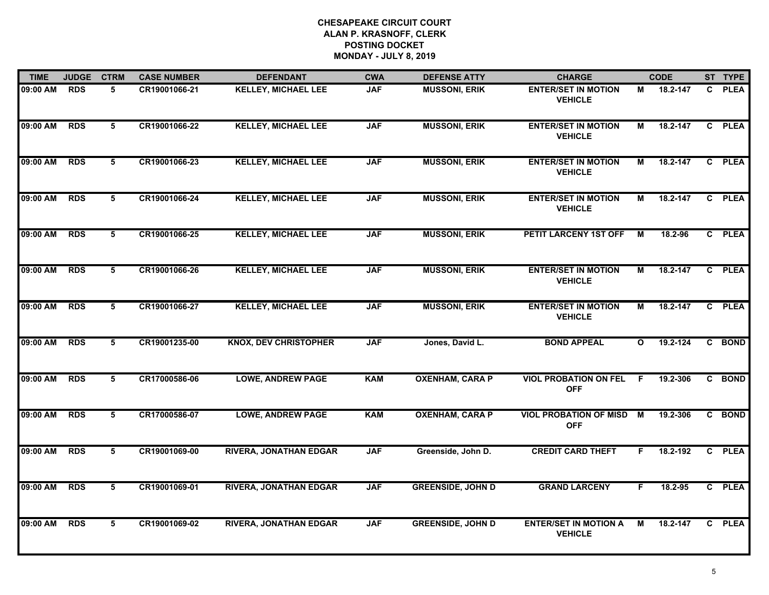**CHESAPEAKE CIRCUIT COURT**
**ALAN P. KRASNOFF, CLERK**
**POSTING DOCKET**
**MONDAY - JULY 8, 2019**

| TIME | JUDGE | CTRM | CASE NUMBER | DEFENDANT | CWA | DEFENSE ATTY | CHARGE | | CODE | ST | TYPE |
|---|---|---|---|---|---|---|---|---|---|---|---|
| 09:00 AM | RDS | 5 | CR19001066-21 | KELLEY, MICHAEL LEE | JAF | MUSSONI, ERIK | ENTER/SET IN MOTION VEHICLE | M | 18.2-147 | C | PLEA |
| 09:00 AM | RDS | 5 | CR19001066-22 | KELLEY, MICHAEL LEE | JAF | MUSSONI, ERIK | ENTER/SET IN MOTION VEHICLE | M | 18.2-147 | C | PLEA |
| 09:00 AM | RDS | 5 | CR19001066-23 | KELLEY, MICHAEL LEE | JAF | MUSSONI, ERIK | ENTER/SET IN MOTION VEHICLE | M | 18.2-147 | C | PLEA |
| 09:00 AM | RDS | 5 | CR19001066-24 | KELLEY, MICHAEL LEE | JAF | MUSSONI, ERIK | ENTER/SET IN MOTION VEHICLE | M | 18.2-147 | C | PLEA |
| 09:00 AM | RDS | 5 | CR19001066-25 | KELLEY, MICHAEL LEE | JAF | MUSSONI, ERIK | PETIT LARCENY 1ST OFF | M | 18.2-96 | C | PLEA |
| 09:00 AM | RDS | 5 | CR19001066-26 | KELLEY, MICHAEL LEE | JAF | MUSSONI, ERIK | ENTER/SET IN MOTION VEHICLE | M | 18.2-147 | C | PLEA |
| 09:00 AM | RDS | 5 | CR19001066-27 | KELLEY, MICHAEL LEE | JAF | MUSSONI, ERIK | ENTER/SET IN MOTION VEHICLE | M | 18.2-147 | C | PLEA |
| 09:00 AM | RDS | 5 | CR19001235-00 | KNOX, DEV CHRISTOPHER | JAF | Jones, David L. | BOND APPEAL | O | 19.2-124 | C | BOND |
| 09:00 AM | RDS | 5 | CR17000586-06 | LOWE, ANDREW PAGE | KAM | OXENHAM, CARA P | VIOL PROBATION ON FEL OFF | F | 19.2-306 | C | BOND |
| 09:00 AM | RDS | 5 | CR17000586-07 | LOWE, ANDREW PAGE | KAM | OXENHAM, CARA P | VIOL PROBATION OF MISD OFF | M | 19.2-306 | C | BOND |
| 09:00 AM | RDS | 5 | CR19001069-00 | RIVERA, JONATHAN EDGAR | JAF | Greenside, John D. | CREDIT CARD THEFT | F | 18.2-192 | C | PLEA |
| 09:00 AM | RDS | 5 | CR19001069-01 | RIVERA, JONATHAN EDGAR | JAF | GREENSIDE, JOHN D | GRAND LARCENY | F | 18.2-95 | C | PLEA |
| 09:00 AM | RDS | 5 | CR19001069-02 | RIVERA, JONATHAN EDGAR | JAF | GREENSIDE, JOHN D | ENTER/SET IN MOTION A VEHICLE | M | 18.2-147 | C | PLEA |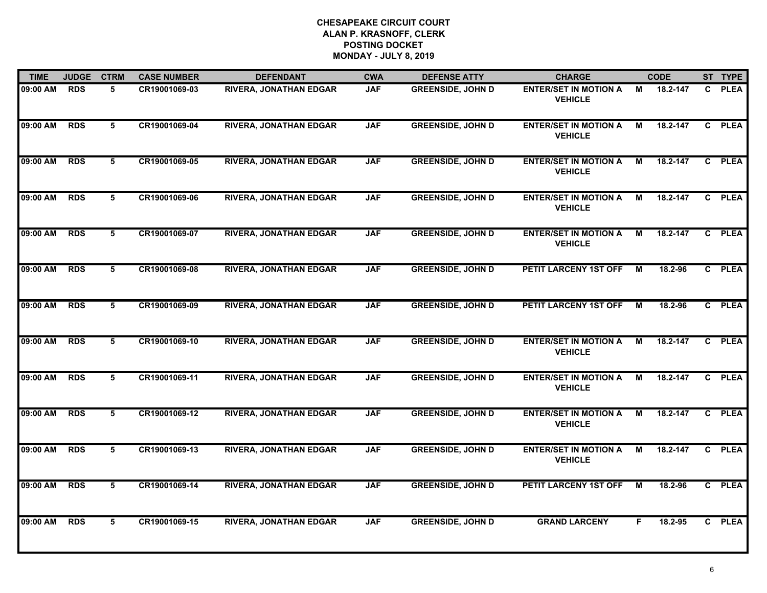# CHESAPEAKE CIRCUIT COURT
## ALAN P. KRASNOFF, CLERK
## POSTING DOCKET
## MONDAY - JULY 8, 2019

| TIME | JUDGE | CTRM | CASE NUMBER | DEFENDANT | CWA | DEFENSE ATTY | CHARGE | | CODE | ST | TYPE |
|---|---|---|---|---|---|---|---|---|---|---|---|
| 09:00 AM | RDS | 5 | CR19001069-03 | RIVERA, JONATHAN EDGAR | JAF | GREENSIDE, JOHN D | ENTER/SET IN MOTION A VEHICLE | M | 18.2-147 | C | PLEA |
| 09:00 AM | RDS | 5 | CR19001069-04 | RIVERA, JONATHAN EDGAR | JAF | GREENSIDE, JOHN D | ENTER/SET IN MOTION A VEHICLE | M | 18.2-147 | C | PLEA |
| 09:00 AM | RDS | 5 | CR19001069-05 | RIVERA, JONATHAN EDGAR | JAF | GREENSIDE, JOHN D | ENTER/SET IN MOTION A VEHICLE | M | 18.2-147 | C | PLEA |
| 09:00 AM | RDS | 5 | CR19001069-06 | RIVERA, JONATHAN EDGAR | JAF | GREENSIDE, JOHN D | ENTER/SET IN MOTION A VEHICLE | M | 18.2-147 | C | PLEA |
| 09:00 AM | RDS | 5 | CR19001069-07 | RIVERA, JONATHAN EDGAR | JAF | GREENSIDE, JOHN D | ENTER/SET IN MOTION A VEHICLE | M | 18.2-147 | C | PLEA |
| 09:00 AM | RDS | 5 | CR19001069-08 | RIVERA, JONATHAN EDGAR | JAF | GREENSIDE, JOHN D | PETIT LARCENY 1ST OFF | M | 18.2-96 | C | PLEA |
| 09:00 AM | RDS | 5 | CR19001069-09 | RIVERA, JONATHAN EDGAR | JAF | GREENSIDE, JOHN D | PETIT LARCENY 1ST OFF | M | 18.2-96 | C | PLEA |
| 09:00 AM | RDS | 5 | CR19001069-10 | RIVERA, JONATHAN EDGAR | JAF | GREENSIDE, JOHN D | ENTER/SET IN MOTION A VEHICLE | M | 18.2-147 | C | PLEA |
| 09:00 AM | RDS | 5 | CR19001069-11 | RIVERA, JONATHAN EDGAR | JAF | GREENSIDE, JOHN D | ENTER/SET IN MOTION A VEHICLE | M | 18.2-147 | C | PLEA |
| 09:00 AM | RDS | 5 | CR19001069-12 | RIVERA, JONATHAN EDGAR | JAF | GREENSIDE, JOHN D | ENTER/SET IN MOTION A VEHICLE | M | 18.2-147 | C | PLEA |
| 09:00 AM | RDS | 5 | CR19001069-13 | RIVERA, JONATHAN EDGAR | JAF | GREENSIDE, JOHN D | ENTER/SET IN MOTION A VEHICLE | M | 18.2-147 | C | PLEA |
| 09:00 AM | RDS | 5 | CR19001069-14 | RIVERA, JONATHAN EDGAR | JAF | GREENSIDE, JOHN D | PETIT LARCENY 1ST OFF | M | 18.2-96 | C | PLEA |
| 09:00 AM | RDS | 5 | CR19001069-15 | RIVERA, JONATHAN EDGAR | JAF | GREENSIDE, JOHN D | GRAND LARCENY | F | 18.2-95 | C | PLEA |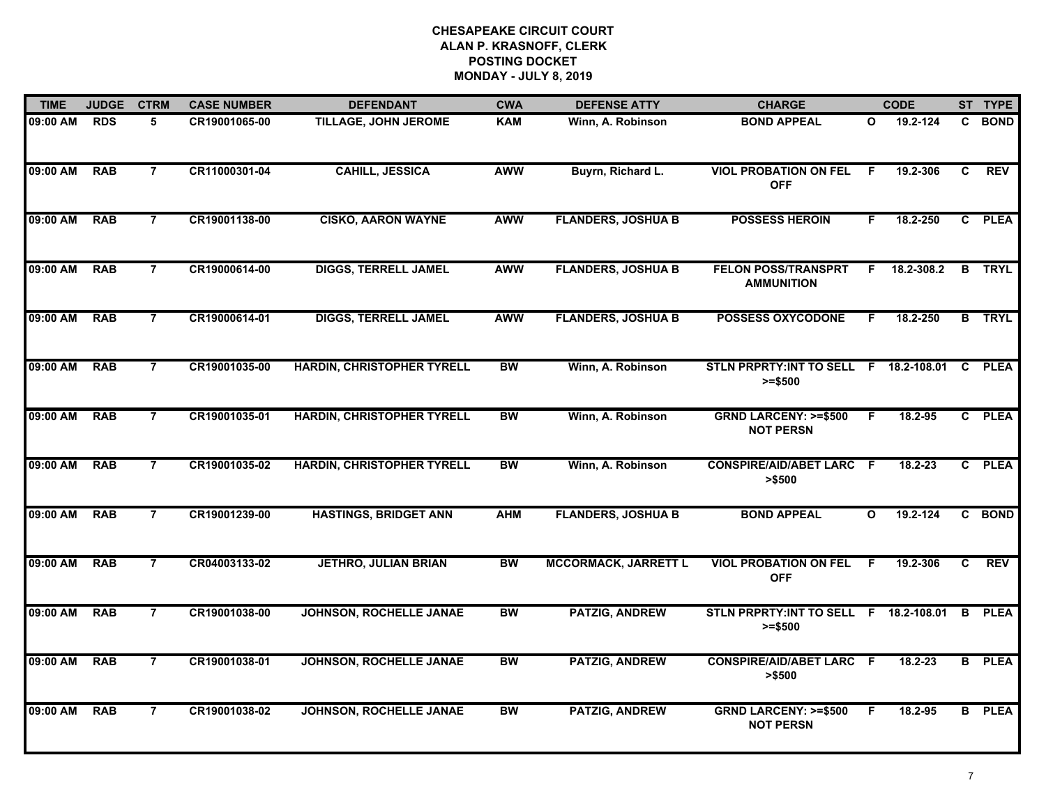**CHESAPEAKE CIRCUIT COURT**
**ALAN P. KRASNOFF, CLERK**
**POSTING DOCKET**
**MONDAY - JULY 8, 2019**

| TIME | JUDGE | CTRM | CASE NUMBER | DEFENDANT | CWA | DEFENSE ATTY | CHARGE | | CODE | ST | TYPE |
|---|---|---|---|---|---|---|---|---|---|---|---|
| 09:00 AM | RDS | 5 | CR19001065-00 | TILLAGE, JOHN JEROME | KAM | Winn, A. Robinson | BOND APPEAL | O | 19.2-124 | C | BOND |
| 09:00 AM | RAB | 7 | CR11000301-04 | CAHILL, JESSICA | AWW | Buyrn, Richard L. | VIOL PROBATION ON FEL OFF | F | 19.2-306 | C | REV |
| 09:00 AM | RAB | 7 | CR19001138-00 | CISKO, AARON WAYNE | AWW | FLANDERS, JOSHUA B | POSSESS HEROIN | F | 18.2-250 | C | PLEA |
| 09:00 AM | RAB | 7 | CR19000614-00 | DIGGS, TERRELL JAMEL | AWW | FLANDERS, JOSHUA B | FELON POSS/TRANSPRT AMMUNITION | F | 18.2-308.2 | B | TRYL |
| 09:00 AM | RAB | 7 | CR19000614-01 | DIGGS, TERRELL JAMEL | AWW | FLANDERS, JOSHUA B | POSSESS OXYCODONE | F | 18.2-250 | B | TRYL |
| 09:00 AM | RAB | 7 | CR19001035-00 | HARDIN, CHRISTOPHER TYRELL | BW | Winn, A. Robinson | STLN PRPRTY:INT TO SELL >=$500 | F | 18.2-108.01 | C | PLEA |
| 09:00 AM | RAB | 7 | CR19001035-01 | HARDIN, CHRISTOPHER TYRELL | BW | Winn, A. Robinson | GRND LARCENY: >=$500 NOT PERSN | F | 18.2-95 | C | PLEA |
| 09:00 AM | RAB | 7 | CR19001035-02 | HARDIN, CHRISTOPHER TYRELL | BW | Winn, A. Robinson | CONSPIRE/AID/ABET LARC >$500 | F | 18.2-23 | C | PLEA |
| 09:00 AM | RAB | 7 | CR19001239-00 | HASTINGS, BRIDGET ANN | AHM | FLANDERS, JOSHUA B | BOND APPEAL | O | 19.2-124 | C | BOND |
| 09:00 AM | RAB | 7 | CR04003133-02 | JETHRO, JULIAN BRIAN | BW | MCCORMACK, JARRETT L | VIOL PROBATION ON FEL OFF | F | 19.2-306 | C | REV |
| 09:00 AM | RAB | 7 | CR19001038-00 | JOHNSON, ROCHELLE JANAE | BW | PATZIG, ANDREW | STLN PRPRTY:INT TO SELL >=$500 | F | 18.2-108.01 | B | PLEA |
| 09:00 AM | RAB | 7 | CR19001038-01 | JOHNSON, ROCHELLE JANAE | BW | PATZIG, ANDREW | CONSPIRE/AID/ABET LARC >$500 | F | 18.2-23 | B | PLEA |
| 09:00 AM | RAB | 7 | CR19001038-02 | JOHNSON, ROCHELLE JANAE | BW | PATZIG, ANDREW | GRND LARCENY: >=$500 NOT PERSN | F | 18.2-95 | B | PLEA |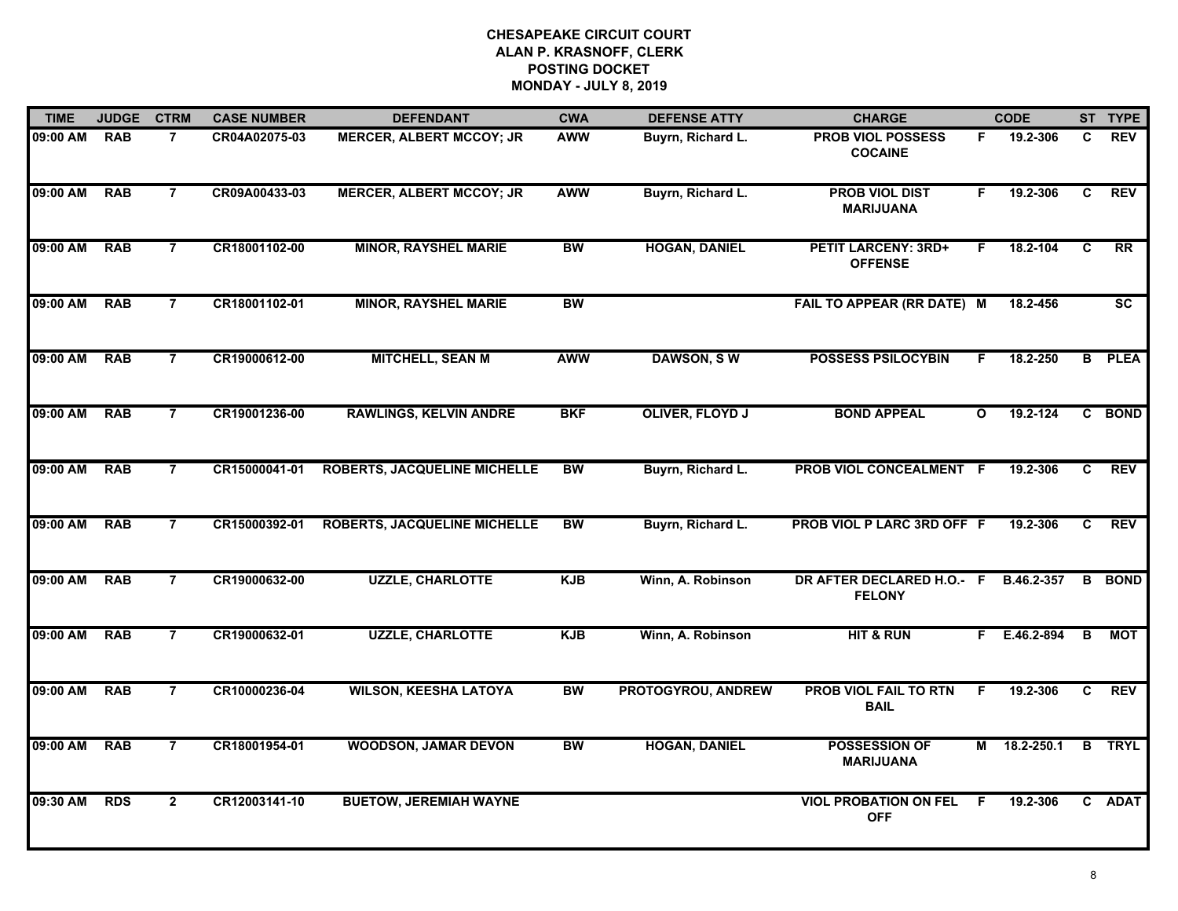**CHESAPEAKE CIRCUIT COURT**
**ALAN P. KRASNOFF, CLERK**
**POSTING DOCKET**
**MONDAY - JULY 8, 2019**

| TIME | JUDGE | CTRM | CASE NUMBER | DEFENDANT | CWA | DEFENSE ATTY | CHARGE | | CODE | ST | TYPE |
|---|---|---|---|---|---|---|---|---|---|---|---|
| 09:00 AM | RAB | 7 | CR04A02075-03 | MERCER, ALBERT MCCOY; JR | AWW | Buyrn, Richard L. | PROB VIOL POSSESS COCAINE | F | 19.2-306 | C | REV |
| 09:00 AM | RAB | 7 | CR09A00433-03 | MERCER, ALBERT MCCOY; JR | AWW | Buyrn, Richard L. | PROB VIOL DIST MARIJUANA | F | 19.2-306 | C | REV |
| 09:00 AM | RAB | 7 | CR18001102-00 | MINOR, RAYSHEL MARIE | BW | HOGAN, DANIEL | PETIT LARCENY: 3RD+ OFFENSE | F | 18.2-104 | C | RR |
| 09:00 AM | RAB | 7 | CR18001102-01 | MINOR, RAYSHEL MARIE | BW | | FAIL TO APPEAR (RR DATE) | M | 18.2-456 | | SC |
| 09:00 AM | RAB | 7 | CR19000612-00 | MITCHELL, SEAN M | AWW | DAWSON, S W | POSSESS PSILOCYBIN | F | 18.2-250 | B | PLEA |
| 09:00 AM | RAB | 7 | CR19001236-00 | RAWLINGS, KELVIN ANDRE | BKF | OLIVER, FLOYD J | BOND APPEAL | O | 19.2-124 | C | BOND |
| 09:00 AM | RAB | 7 | CR15000041-01 | ROBERTS, JACQUELINE MICHELLE | BW | Buyrn, Richard L. | PROB VIOL CONCEALMENT | F | 19.2-306 | C | REV |
| 09:00 AM | RAB | 7 | CR15000392-01 | ROBERTS, JACQUELINE MICHELLE | BW | Buyrn, Richard L. | PROB VIOL P LARC 3RD OFF | F | 19.2-306 | C | REV |
| 09:00 AM | RAB | 7 | CR19000632-00 | UZZLE, CHARLOTTE | KJB | Winn, A. Robinson | DR AFTER DECLARED H.O.- FELONY | F | B.46.2-357 | B | BOND |
| 09:00 AM | RAB | 7 | CR19000632-01 | UZZLE, CHARLOTTE | KJB | Winn, A. Robinson | HIT & RUN | F | E.46.2-894 | B | MOT |
| 09:00 AM | RAB | 7 | CR10000236-04 | WILSON, KEESHA LATOYA | BW | PROTOGYROU, ANDREW | PROB VIOL FAIL TO RTN BAIL | F | 19.2-306 | C | REV |
| 09:00 AM | RAB | 7 | CR18001954-01 | WOODSON, JAMAR DEVON | BW | HOGAN, DANIEL | POSSESSION OF MARIJUANA | M | 18.2-250.1 | B | TRYL |
| 09:30 AM | RDS | 2 | CR12003141-10 | BUETOW, JEREMIAH WAYNE | | | VIOL PROBATION ON FEL OFF | F | 19.2-306 | C | ADAT |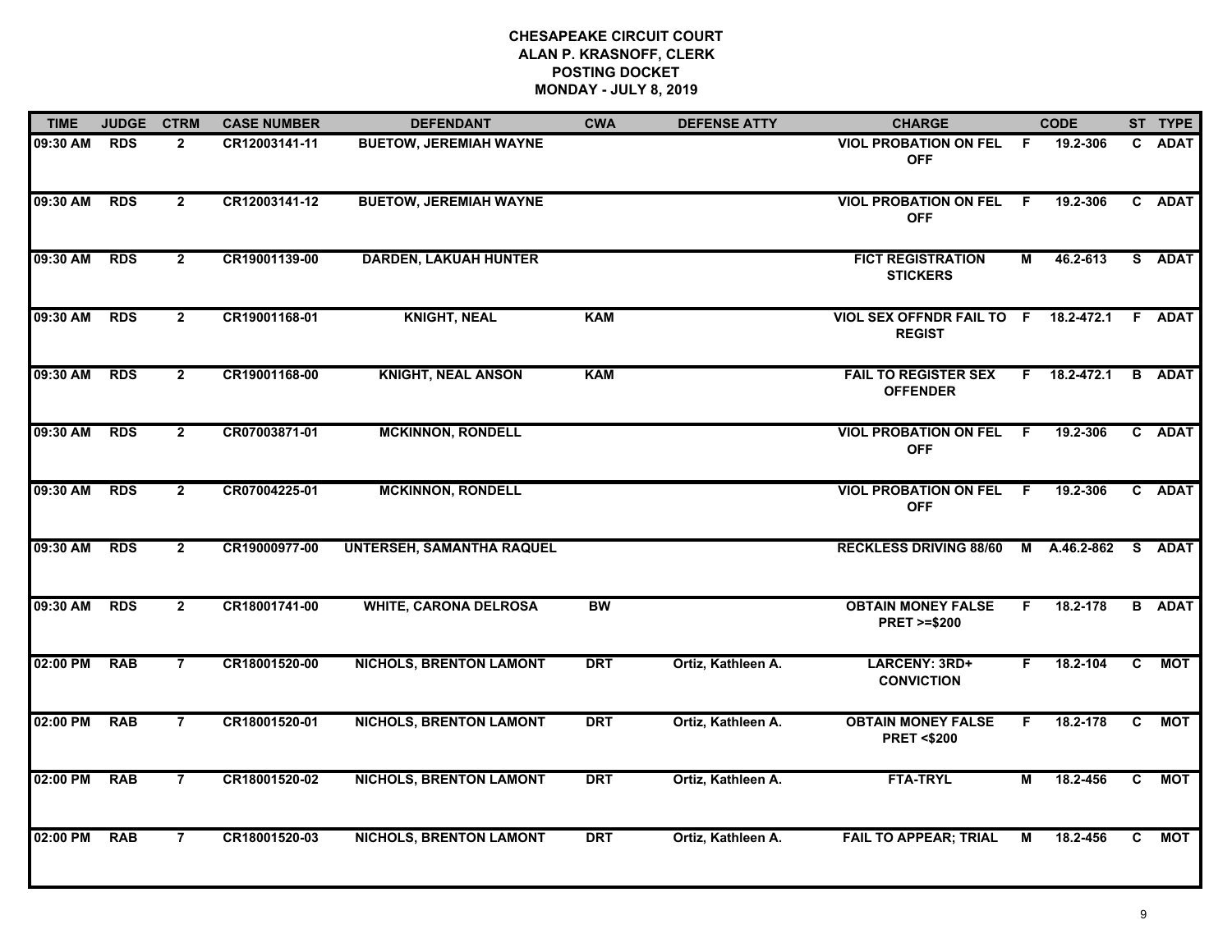# CHESAPEAKE CIRCUIT COURT
## ALAN P. KRASNOFF, CLERK
## POSTING DOCKET
## MONDAY - JULY 8, 2019

| TIME | JUDGE | CTRM | CASE NUMBER | DEFENDANT | CWA | DEFENSE ATTY | CHARGE | | CODE | ST | TYPE |
|---|---|---|---|---|---|---|---|---|---|---|---|
| 09:30 AM | RDS | 2 | CR12003141-11 | BUETOW, JEREMIAH WAYNE | | | VIOL PROBATION ON FEL OFF | F | 19.2-306 | C | ADAT |
| 09:30 AM | RDS | 2 | CR12003141-12 | BUETOW, JEREMIAH WAYNE | | | VIOL PROBATION ON FEL OFF | F | 19.2-306 | C | ADAT |
| 09:30 AM | RDS | 2 | CR19001139-00 | DARDEN, LAKUAH HUNTER | | | FICT REGISTRATION STICKERS | M | 46.2-613 | S | ADAT |
| 09:30 AM | RDS | 2 | CR19001168-01 | KNIGHT, NEAL | KAM | | VIOL SEX OFFNDR FAIL TO REGIST | F | 18.2-472.1 | F | ADAT |
| 09:30 AM | RDS | 2 | CR19001168-00 | KNIGHT, NEAL ANSON | KAM | | FAIL TO REGISTER SEX OFFENDER | F | 18.2-472.1 | B | ADAT |
| 09:30 AM | RDS | 2 | CR07003871-01 | MCKINNON, RONDELL | | | VIOL PROBATION ON FEL OFF | F | 19.2-306 | C | ADAT |
| 09:30 AM | RDS | 2 | CR07004225-01 | MCKINNON, RONDELL | | | VIOL PROBATION ON FEL OFF | F | 19.2-306 | C | ADAT |
| 09:30 AM | RDS | 2 | CR19000977-00 | UNTERSEH, SAMANTHA RAQUEL | | | RECKLESS DRIVING 88/60 | M | A.46.2-862 | S | ADAT |
| 09:30 AM | RDS | 2 | CR18001741-00 | WHITE, CARONA DELROSA | BW | | OBTAIN MONEY FALSE PRET >=$200 | F | 18.2-178 | B | ADAT |
| 02:00 PM | RAB | 7 | CR18001520-00 | NICHOLS, BRENTON LAMONT | DRT | Ortiz, Kathleen A. | LARCENY: 3RD+ CONVICTION | F | 18.2-104 | C | MOT |
| 02:00 PM | RAB | 7 | CR18001520-01 | NICHOLS, BRENTON LAMONT | DRT | Ortiz, Kathleen A. | OBTAIN MONEY FALSE PRET <$200 | F | 18.2-178 | C | MOT |
| 02:00 PM | RAB | 7 | CR18001520-02 | NICHOLS, BRENTON LAMONT | DRT | Ortiz, Kathleen A. | FTA-TRYL | M | 18.2-456 | C | MOT |
| 02:00 PM | RAB | 7 | CR18001520-03 | NICHOLS, BRENTON LAMONT | DRT | Ortiz, Kathleen A. | FAIL TO APPEAR; TRIAL | M | 18.2-456 | C | MOT |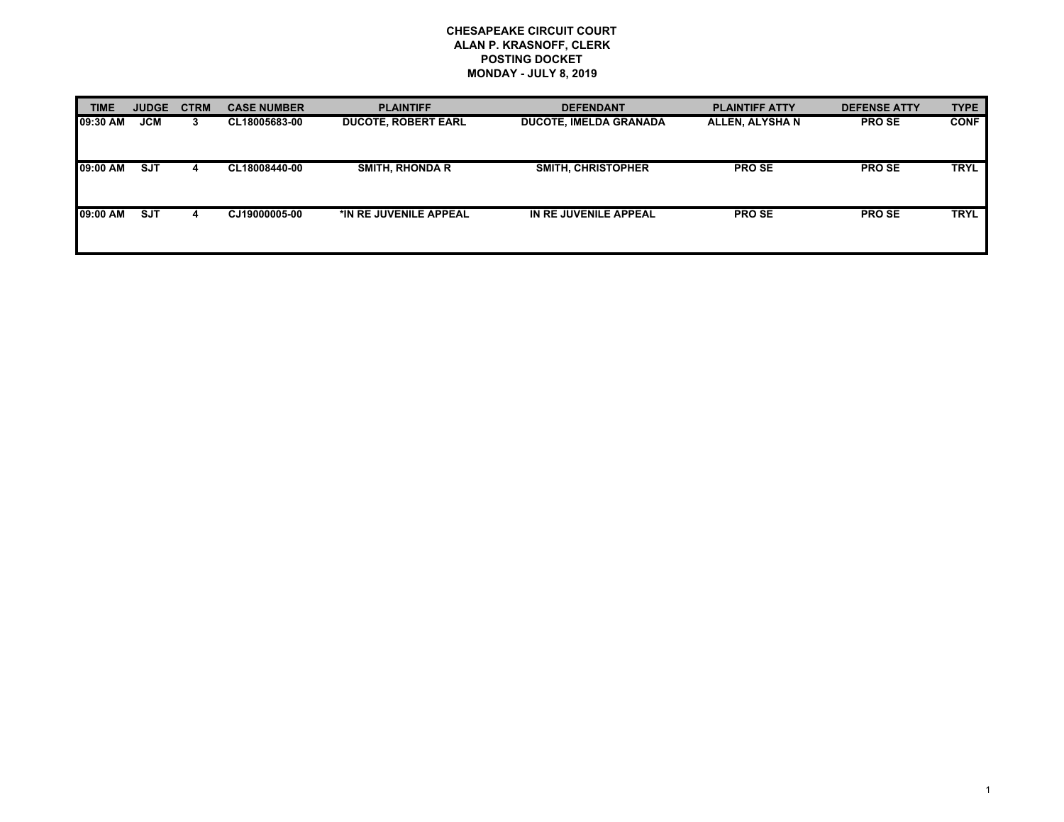**CHESAPEAKE CIRCUIT COURT**
**ALAN P. KRASNOFF, CLERK**
**POSTING DOCKET**
**MONDAY - JULY 8, 2019**

| TIME | JUDGE | CTRM | CASE NUMBER | PLAINTIFF | DEFENDANT | PLAINTIFF ATTY | DEFENSE ATTY | TYPE |
|---|---|---|---|---|---|---|---|---|
| 09:30 AM | JCM | 3 | CL18005683-00 | DUCOTE, ROBERT EARL | DUCOTE, IMELDA GRANADA | ALLEN, ALYSHA N | PRO SE | CONF |
| 09:00 AM | SJT | 4 | CL18008440-00 | SMITH, RHONDA R | SMITH, CHRISTOPHER | PRO SE | PRO SE | TRYL |
| 09:00 AM | SJT | 4 | CJ19000005-00 | *IN RE JUVENILE APPEAL | IN RE JUVENILE APPEAL | PRO SE | PRO SE | TRYL |